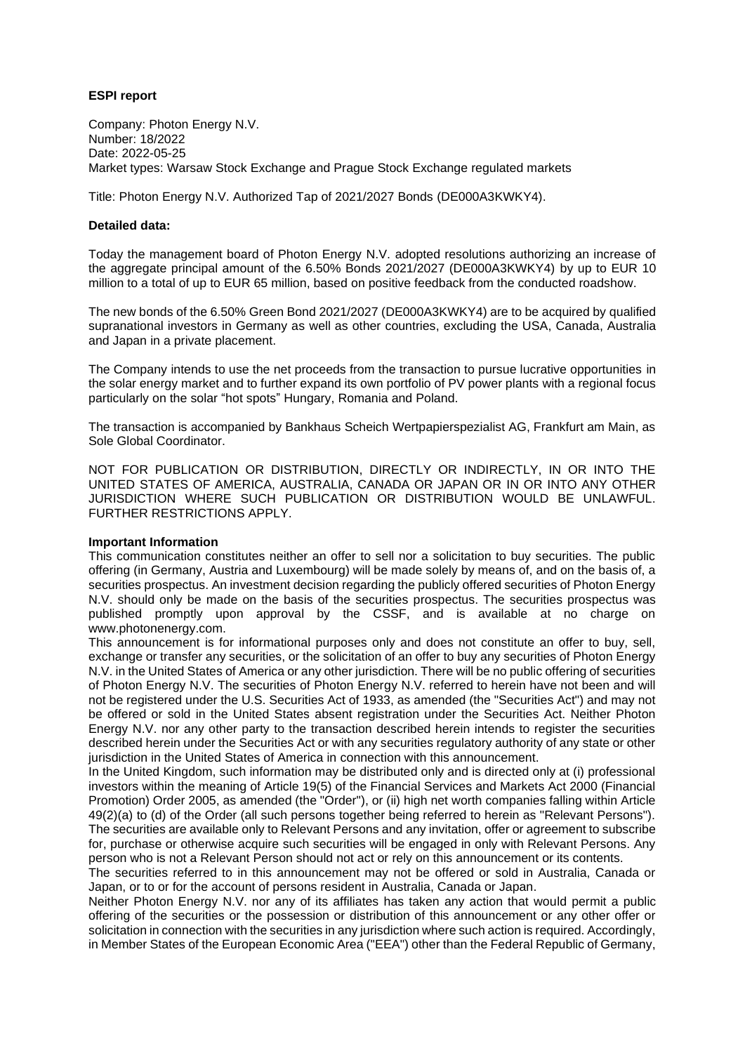**ESPI report**

Company: Photon Energy N.V.
Number: 18/2022
Date: 2022-05-25
Market types: Warsaw Stock Exchange and Prague Stock Exchange regulated markets

Title: Photon Energy N.V. Authorized Tap of 2021/2027 Bonds (DE000A3KWKY4).

**Detailed data:**

Today the management board of Photon Energy N.V. adopted resolutions authorizing an increase of the aggregate principal amount of the 6.50% Bonds 2021/2027 (DE000A3KWKY4) by up to EUR 10 million to a total of up to EUR 65 million, based on positive feedback from the conducted roadshow.

The new bonds of the 6.50% Green Bond 2021/2027 (DE000A3KWKY4) are to be acquired by qualified supranational investors in Germany as well as other countries, excluding the USA, Canada, Australia and Japan in a private placement.

The Company intends to use the net proceeds from the transaction to pursue lucrative opportunities in the solar energy market and to further expand its own portfolio of PV power plants with a regional focus particularly on the solar "hot spots" Hungary, Romania and Poland.

The transaction is accompanied by Bankhaus Scheich Wertpapierspezialist AG, Frankfurt am Main, as Sole Global Coordinator.

NOT FOR PUBLICATION OR DISTRIBUTION, DIRECTLY OR INDIRECTLY, IN OR INTO THE UNITED STATES OF AMERICA, AUSTRALIA, CANADA OR JAPAN OR IN OR INTO ANY OTHER JURISDICTION WHERE SUCH PUBLICATION OR DISTRIBUTION WOULD BE UNLAWFUL. FURTHER RESTRICTIONS APPLY.

**Important Information**

This communication constitutes neither an offer to sell nor a solicitation to buy securities. The public offering (in Germany, Austria and Luxembourg) will be made solely by means of, and on the basis of, a securities prospectus. An investment decision regarding the publicly offered securities of Photon Energy N.V. should only be made on the basis of the securities prospectus. The securities prospectus was published promptly upon approval by the CSSF, and is available at no charge on www.photonenergy.com.

This announcement is for informational purposes only and does not constitute an offer to buy, sell, exchange or transfer any securities, or the solicitation of an offer to buy any securities of Photon Energy N.V. in the United States of America or any other jurisdiction. There will be no public offering of securities of Photon Energy N.V. The securities of Photon Energy N.V. referred to herein have not been and will not be registered under the U.S. Securities Act of 1933, as amended (the "Securities Act") and may not be offered or sold in the United States absent registration under the Securities Act. Neither Photon Energy N.V. nor any other party to the transaction described herein intends to register the securities described herein under the Securities Act or with any securities regulatory authority of any state or other jurisdiction in the United States of America in connection with this announcement.

In the United Kingdom, such information may be distributed only and is directed only at (i) professional investors within the meaning of Article 19(5) of the Financial Services and Markets Act 2000 (Financial Promotion) Order 2005, as amended (the "Order"), or (ii) high net worth companies falling within Article 49(2)(a) to (d) of the Order (all such persons together being referred to herein as "Relevant Persons"). The securities are available only to Relevant Persons and any invitation, offer or agreement to subscribe for, purchase or otherwise acquire such securities will be engaged in only with Relevant Persons. Any person who is not a Relevant Person should not act or rely on this announcement or its contents.

The securities referred to in this announcement may not be offered or sold in Australia, Canada or Japan, or to or for the account of persons resident in Australia, Canada or Japan.

Neither Photon Energy N.V. nor any of its affiliates has taken any action that would permit a public offering of the securities or the possession or distribution of this announcement or any other offer or solicitation in connection with the securities in any jurisdiction where such action is required. Accordingly, in Member States of the European Economic Area ("EEA") other than the Federal Republic of Germany,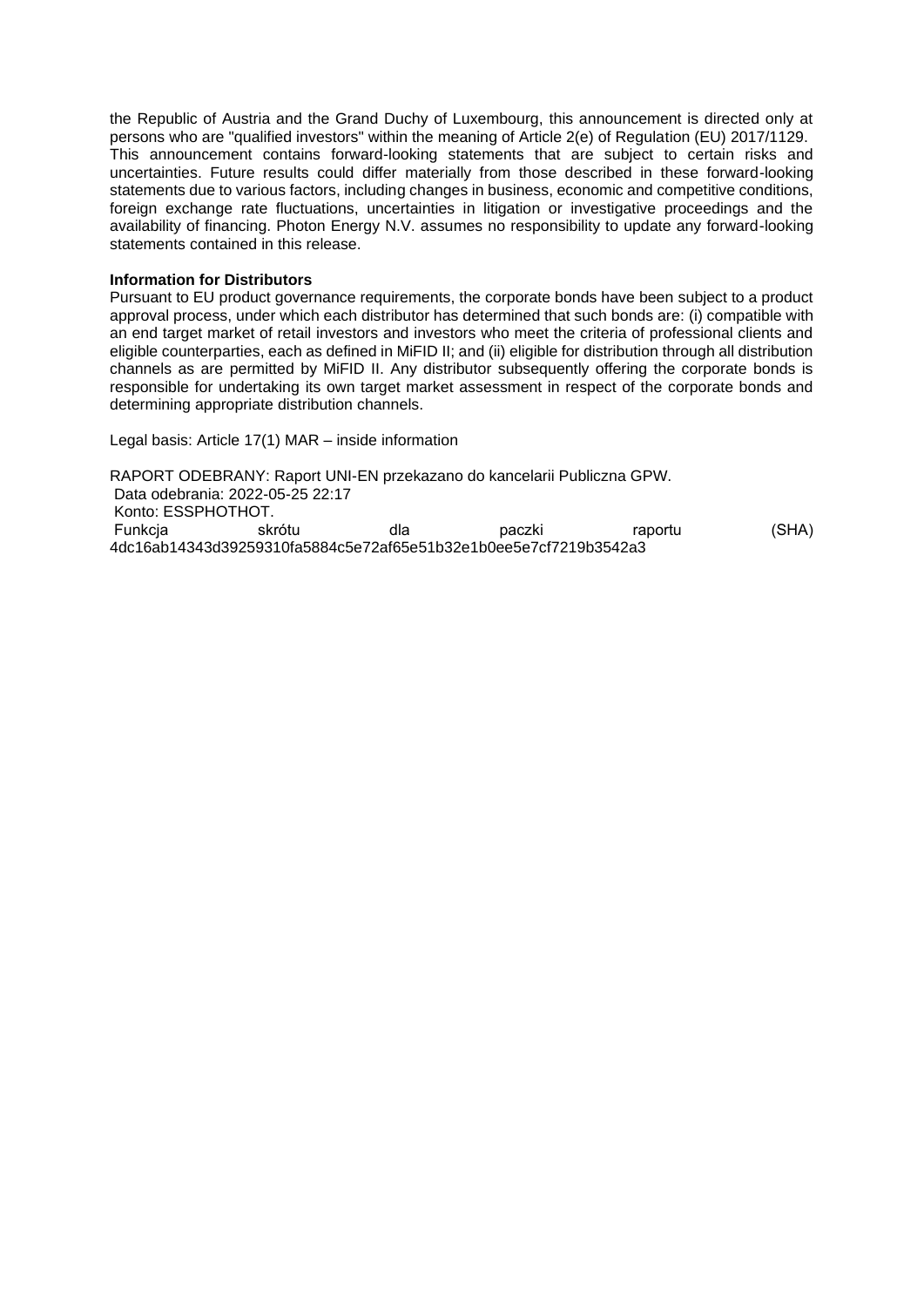the Republic of Austria and the Grand Duchy of Luxembourg, this announcement is directed only at persons who are "qualified investors" within the meaning of Article 2(e) of Regulation (EU) 2017/1129.
This announcement contains forward-looking statements that are subject to certain risks and uncertainties. Future results could differ materially from those described in these forward-looking statements due to various factors, including changes in business, economic and competitive conditions, foreign exchange rate fluctuations, uncertainties in litigation or investigative proceedings and the availability of financing. Photon Energy N.V. assumes no responsibility to update any forward-looking statements contained in this release.

**Information for Distributors**
Pursuant to EU product governance requirements, the corporate bonds have been subject to a product approval process, under which each distributor has determined that such bonds are: (i) compatible with an end target market of retail investors and investors who meet the criteria of professional clients and eligible counterparties, each as defined in MiFID II; and (ii) eligible for distribution through all distribution channels as are permitted by MiFID II. Any distributor subsequently offering the corporate bonds is responsible for undertaking its own target market assessment in respect of the corporate bonds and determining appropriate distribution channels.

Legal basis: Article 17(1) MAR – inside information

RAPORT ODEBRANY: Raport UNI-EN przekazano do kancelarii Publiczna GPW.
Data odebrania: 2022-05-25 22:17
Konto: ESSPHOTHOT.
Funkcja skrótu dla paczki raportu (SHA) 4dc16ab14343d39259310fa5884c5e72af65e51b32e1b0ee5e7cf7219b3542a3